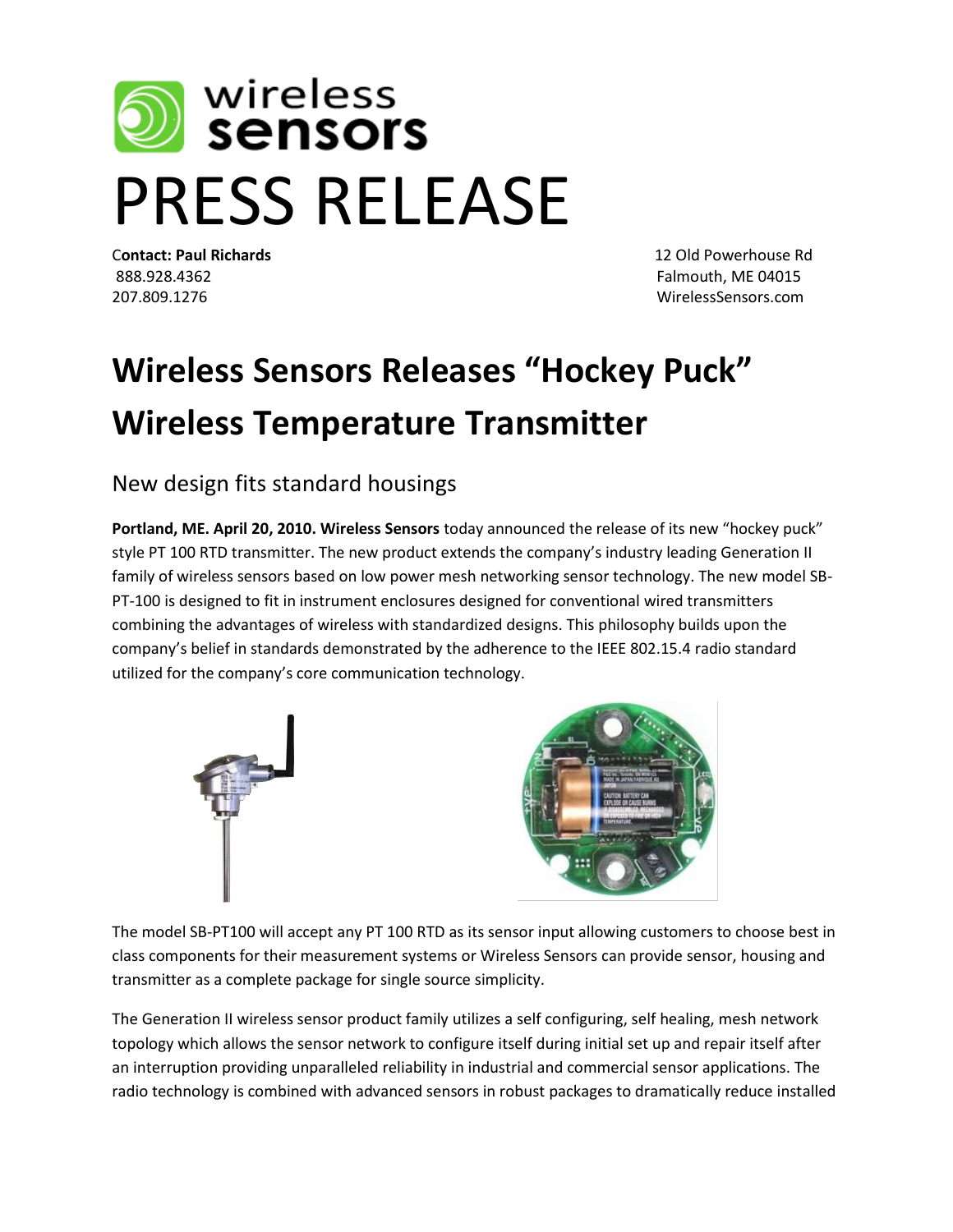wireless sensors

# PRESS RELEASE

**Contact: Paul Richards**
888.928.4362
207.809.1276

12 Old Powerhouse Rd
Falmouth, ME 04015
WirelessSensors.com

## Wireless Sensors Releases "Hockey Puck" Wireless Temperature Transmitter

### New design fits standard housings

**Portland, ME. April 20, 2010. Wireless Sensors** today announced the release of its new "hockey puck" style PT 100 RTD transmitter. The new product extends the company's industry leading Generation II family of wireless sensors based on low power mesh networking sensor technology. The new model SB-PT-100 is designed to fit in instrument enclosures designed for conventional wired transmitters combining the advantages of wireless with standardized designs. This philosophy builds upon the company's belief in standards demonstrated by the adherence to the IEEE 802.15.4 radio standard utilized for the company's core communication technology.

The model SB-PT100 will accept any PT 100 RTD as its sensor input allowing customers to choose best in class components for their measurement systems or Wireless Sensors can provide sensor, housing and transmitter as a complete package for single source simplicity.

The Generation II wireless sensor product family utilizes a self configuring, self healing, mesh network topology which allows the sensor network to configure itself during initial set up and repair itself after an interruption providing unparalleled reliability in industrial and commercial sensor applications. The radio technology is combined with advanced sensors in robust packages to dramatically reduce installed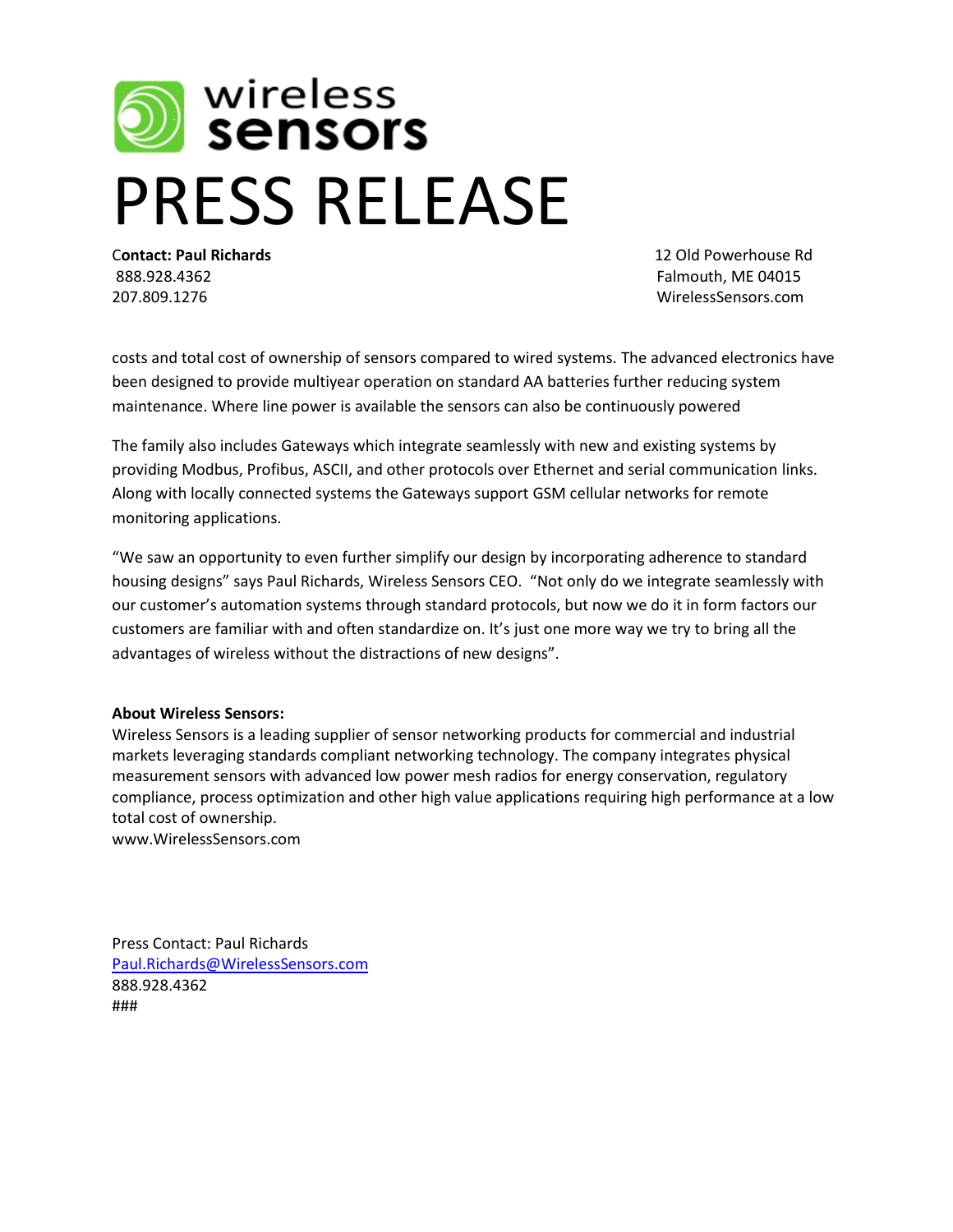wireless sensors

# PRESS RELEASE

**Contact: Paul Richards**
888.928.4362
207.809.1276

12 Old Powerhouse Rd
Falmouth, ME 04015
WirelessSensors.com

costs and total cost of ownership of sensors compared to wired systems. The advanced electronics have been designed to provide multiyear operation on standard AA batteries further reducing system maintenance. Where line power is available the sensors can also be continuously powered

The family also includes Gateways which integrate seamlessly with new and existing systems by providing Modbus, Profibus, ASCII, and other protocols over Ethernet and serial communication links. Along with locally connected systems the Gateways support GSM cellular networks for remote monitoring applications.

“We saw an opportunity to even further simplify our design by incorporating adherence to standard housing designs” says Paul Richards, Wireless Sensors CEO. “Not only do we integrate seamlessly with our customer’s automation systems through standard protocols, but now we do it in form factors our customers are familiar with and often standardize on. It’s just one more way we try to bring all the advantages of wireless without the distractions of new designs”.

**About Wireless Sensors:**
Wireless Sensors is a leading supplier of sensor networking products for commercial and industrial markets leveraging standards compliant networking technology. The company integrates physical measurement sensors with advanced low power mesh radios for energy conservation, regulatory compliance, process optimization and other high value applications requiring high performance at a low total cost of ownership.
www.WirelessSensors.com

Press Contact: Paul Richards
Paul.Richards@WirelessSensors.com
888.928.4362
###